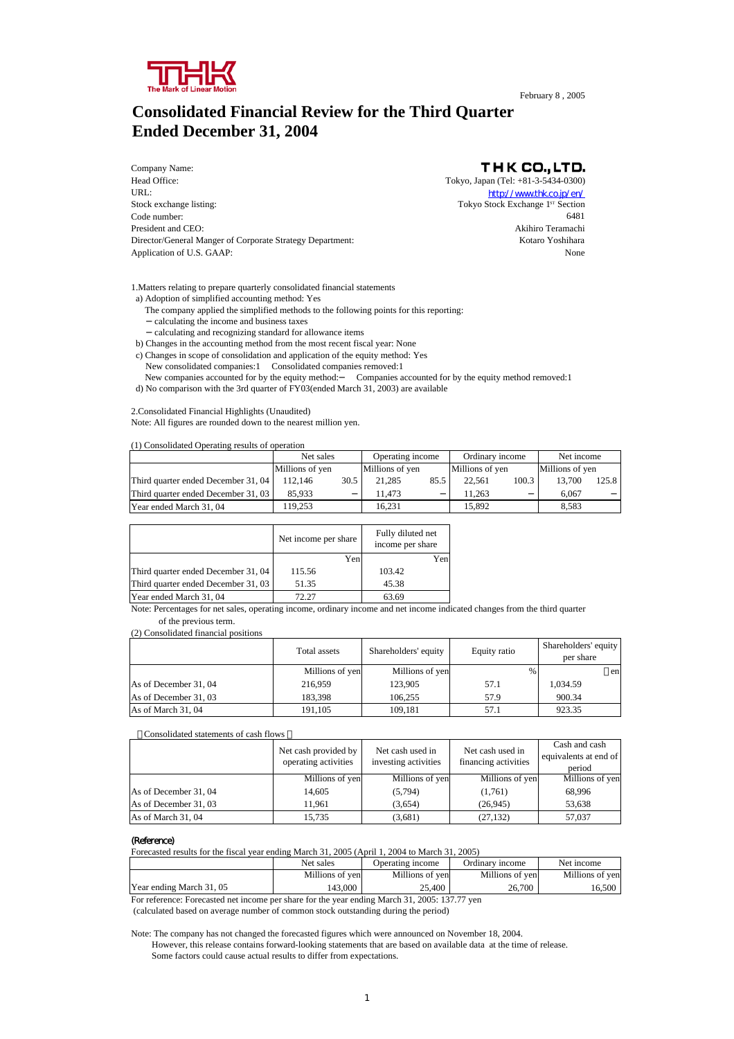February 8 , 2005

# Consolidated Financial Review for the Third Quarter Ended December 31, 2004

| | |
|---|---|
| Company Name: | THK CO.,LTD. |
| Head Office: | Tokyo, Japan (Tel: +81-3-5434-0300) |
| URL: | http://www.thk.co.jp/en/ |
| Stock exchange listing: | Tokyo Stock Exchange 1ST Section |
| Code number: | 6481 |
| President and CEO: | Akihiro Teramachi |
| Director/General Manger of Corporate Strategy Department: | Kotaro Yoshihara |
| Application of U.S. GAAP: | None |

1.Matters relating to prepare quarterly consolidated financial statements

a) Adoption of simplified accounting method: Yes

The company applied the simplified methods to the following points for this reporting:

－calculating the income and business taxes

－calculating and recognizing standard for allowance items

b) Changes in the accounting method from the most recent fiscal year: None

c) Changes in scope of consolidation and application of the equity method: Yes

New consolidated companies:1 Consolidated companies removed:1

New companies accounted for by the equity method:－ Companies accounted for by the equity method removed:1

d) No comparison with the 3rd quarter of FY03(ended March 31, 2003) are available

2.Consolidated Financial Highlights (Unaudited)

Note: All figures are rounded down to the nearest million yen.

(1) Consolidated Operating results of operation

| | Net sales | | Operating income | | Ordinary income | | Net income | |
|---|---|---|---|---|---|---|---|---|
| | Millions of yen | | Millions of yen | | Millions of yen | | Millions of yen | |
| Third quarter ended December 31, 04 | 112,146 | 30.5 | 21,285 | 85.5 | 22,561 | 100.3 | 13,700 | 125.8 |
| Third quarter ended December 31, 03 | 85,933 | － | 11,473 | － | 11,263 | － | 6,067 | － |
| Year ended March 31, 04 | 119,253 | | 16,231 | | 15,892 | | 8,583 | |

| | Net income per share | Fully diluted net income per share |
|---|---|---|
| | Yen | Yen |
| Third quarter ended December 31, 04 | 115.56 | 103.42 |
| Third quarter ended December 31, 03 | 51.35 | 45.38 |
| Year ended March 31, 04 | 72.27 | 63.69 |

Note: Percentages for net sales, operating income, ordinary income and net income indicated changes from the third quarter of the previous term.

(2) Consolidated financial positions

| | Total assets | Shareholders' equity | Equity ratio | Shareholders' equity per share |
|---|---|---|---|---|
| | Millions of yen | Millions of yen | % | en |
| As of December 31, 04 | 216,959 | 123,905 | 57.1 | 1,034.59 |
| As of December 31, 03 | 183,398 | 106,255 | 57.9 | 900.34 |
| As of March 31, 04 | 191,105 | 109,181 | 57.1 | 923.35 |

Consolidated statements of cash flows

| | Net cash provided by operating activities | Net cash used in investing activities | Net cash used in financing activities | Cash and cash equivalents at end of period |
|---|---|---|---|---|
| | Millions of yen | Millions of yen | Millions of yen | Millions of yen |
| As of December 31, 04 | 14,605 | (5,794) | (1,761) | 68,996 |
| As of December 31, 03 | 11,961 | (3,654) | (26,945) | 53,638 |
| As of March 31, 04 | 15,735 | (3,681) | (27,132) | 57,037 |

**(Reference)**

Forecasted results for the fiscal year ending March 31, 2005 (April 1, 2004 to March 31, 2005)

| | Net sales | Operating income | Ordinary income | Net income |
|---|---|---|---|---|
| | Millions of yen | Millions of yen | Millions of yen | Millions of yen |
| Year ending March 31, 05 | 143,000 | 25,400 | 26,700 | 16,500 |

For reference: Forecasted net income per share for the year ending March 31, 2005: 137.77 yen

(calculated based on average number of common stock outstanding during the period)

Note: The company has not changed the forecasted figures which were announced on November 18, 2004.

However, this release contains forward-looking statements that are based on available data at the time of release.

Some factors could cause actual results to differ from expectations.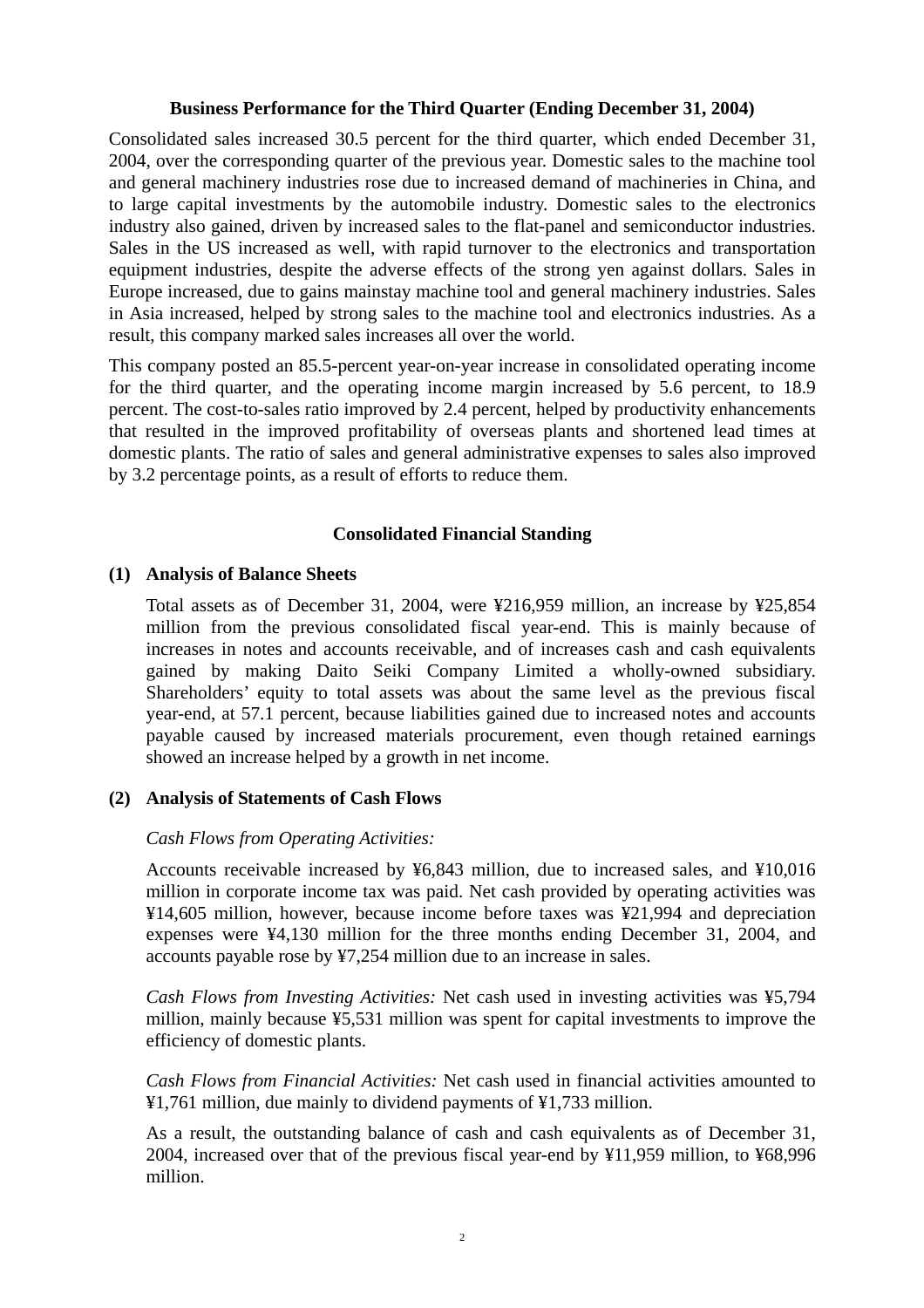## Business Performance for the Third Quarter (Ending December 31, 2004)

Consolidated sales increased 30.5 percent for the third quarter, which ended December 31, 2004, over the corresponding quarter of the previous year. Domestic sales to the machine tool and general machinery industries rose due to increased demand of machineries in China, and to large capital investments by the automobile industry. Domestic sales to the electronics industry also gained, driven by increased sales to the flat-panel and semiconductor industries. Sales in the US increased as well, with rapid turnover to the electronics and transportation equipment industries, despite the adverse effects of the strong yen against dollars. Sales in Europe increased, due to gains mainstay machine tool and general machinery industries. Sales in Asia increased, helped by strong sales to the machine tool and electronics industries. As a result, this company marked sales increases all over the world.

This company posted an 85.5-percent year-on-year increase in consolidated operating income for the third quarter, and the operating income margin increased by 5.6 percent, to 18.9 percent. The cost-to-sales ratio improved by 2.4 percent, helped by productivity enhancements that resulted in the improved profitability of overseas plants and shortened lead times at domestic plants. The ratio of sales and general administrative expenses to sales also improved by 3.2 percentage points, as a result of efforts to reduce them.

## Consolidated Financial Standing

### (1) Analysis of Balance Sheets

Total assets as of December 31, 2004, were ¥216,959 million, an increase by ¥25,854 million from the previous consolidated fiscal year-end. This is mainly because of increases in notes and accounts receivable, and of increases cash and cash equivalents gained by making Daito Seiki Company Limited a wholly-owned subsidiary. Shareholders' equity to total assets was about the same level as the previous fiscal year-end, at 57.1 percent, because liabilities gained due to increased notes and accounts payable caused by increased materials procurement, even though retained earnings showed an increase helped by a growth in net income.

### (2) Analysis of Statements of Cash Flows

*Cash Flows from Operating Activities:*

Accounts receivable increased by ¥6,843 million, due to increased sales, and ¥10,016 million in corporate income tax was paid. Net cash provided by operating activities was ¥14,605 million, however, because income before taxes was ¥21,994 and depreciation expenses were ¥4,130 million for the three months ending December 31, 2004, and accounts payable rose by ¥7,254 million due to an increase in sales.

*Cash Flows from Investing Activities:* Net cash used in investing activities was ¥5,794 million, mainly because ¥5,531 million was spent for capital investments to improve the efficiency of domestic plants.

*Cash Flows from Financial Activities:* Net cash used in financial activities amounted to ¥1,761 million, due mainly to dividend payments of ¥1,733 million.

As a result, the outstanding balance of cash and cash equivalents as of December 31, 2004, increased over that of the previous fiscal year-end by ¥11,959 million, to ¥68,996 million.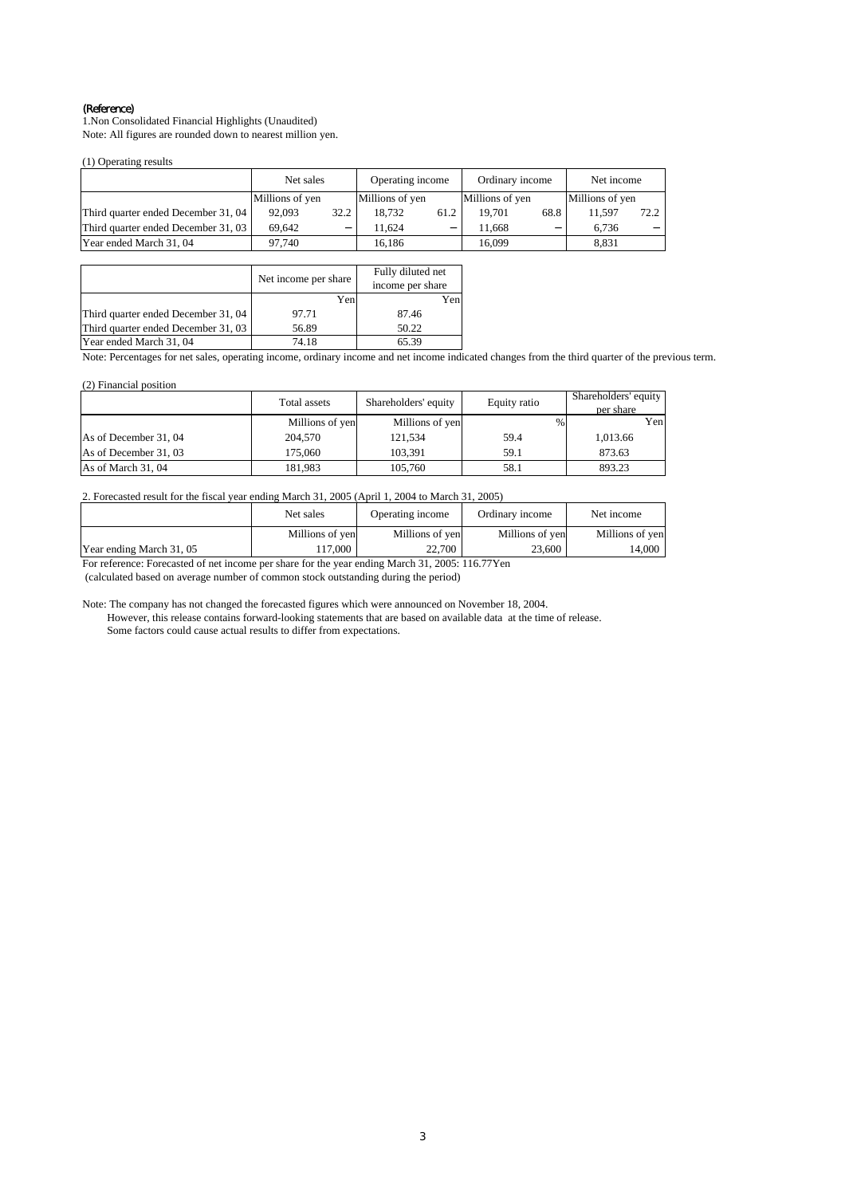(Reference)

1.Non Consolidated Financial Highlights (Unaudited)
Note: All figures are rounded down to nearest million yen.

(1) Operating results

| | Net sales | | Operating income | | Ordinary income | | Net income | |
|---|---|---|---|---|---|---|---|---|
| | Millions of yen | | Millions of yen | | Millions of yen | | Millions of yen | |
| Third quarter ended December 31, 04 | 92,093 | 32.2 | 18,732 | 61.2 | 19,701 | 68.8 | 11,597 | 72.2 |
| Third quarter ended December 31, 03 | 69,642 | － | 11,624 | － | 11,668 | － | 6,736 | － |
| Year ended March 31, 04 | 97,740 | | 16,186 | | 16,099 | | 8,831 | |

| | Net income per share | Fully diluted net income per share |
|---|---|---|
| | Yen | Yen |
| Third quarter ended December 31, 04 | 97.71 | 87.46 |
| Third quarter ended December 31, 03 | 56.89 | 50.22 |
| Year ended March 31, 04 | 74.18 | 65.39 |

Note: Percentages for net sales, operating income, ordinary income and net income indicated changes from the third quarter of the previous term.

(2) Financial position

| | Total assets | Shareholders' equity | Equity ratio | Shareholders' equity per share |
|---|---|---|---|---|
| | Millions of yen | Millions of yen | % | Yen |
| As of December 31, 04 | 204,570 | 121,534 | 59.4 | 1,013.66 |
| As of December 31, 03 | 175,060 | 103,391 | 59.1 | 873.63 |
| As of March 31, 04 | 181,983 | 105,760 | 58.1 | 893.23 |

2. Forecasted result for the fiscal year ending March 31, 2005 (April 1, 2004 to March 31, 2005)

| | Net sales | Operating income | Ordinary income | Net income |
|---|---|---|---|---|
| | Millions of yen | Millions of yen | Millions of yen | Millions of yen |
| Year ending March 31, 05 | 117,000 | 22,700 | 23,600 | 14,000 |

For reference: Forecasted of net income per share for the year ending March 31, 2005: 116.77Yen
(calculated based on average number of common stock outstanding during the period)

Note: The company has not changed the forecasted figures which were announced on November 18, 2004.
However, this release contains forward-looking statements that are based on available data at the time of release.
Some factors could cause actual results to differ from expectations.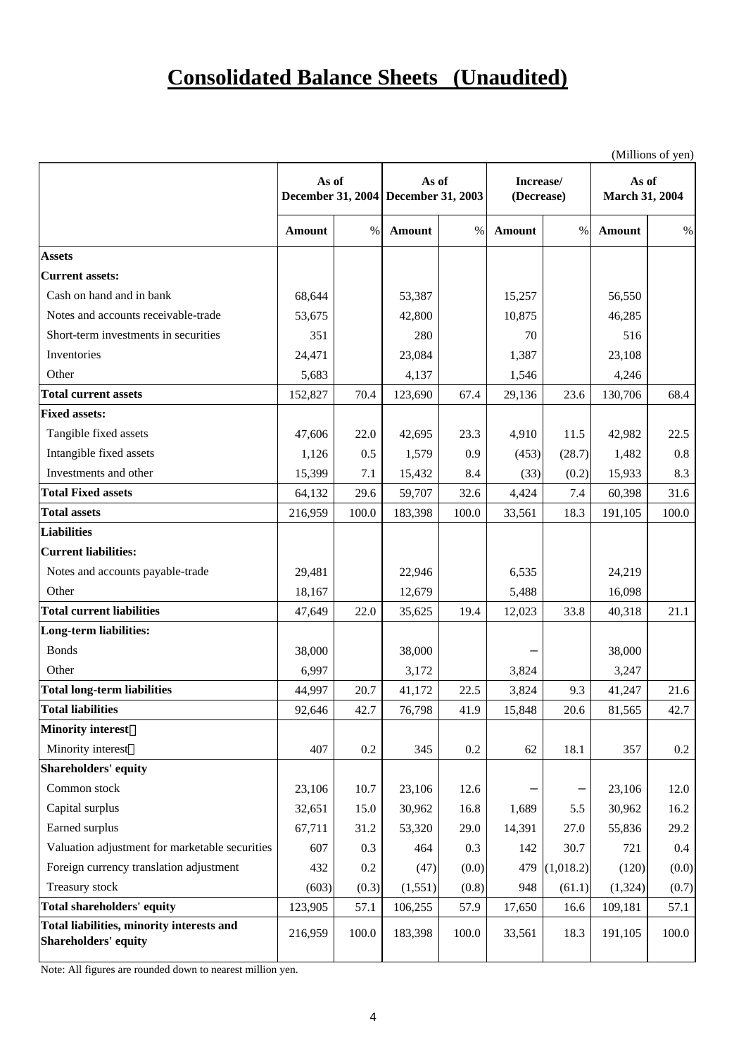# Consolidated Balance Sheets (Unaudited)

(Millions of yen)

| | As of December 31, 2004 | | As of December 31, 2003 | | Increase/ (Decrease) | | As of March 31, 2004 | |
|---|---|---|---|---|---|---|---|---|
| | Amount | % | Amount | % | Amount | % | Amount | % |
| **Assets** | | | | | | | | |
| **Current assets:** | | | | | | | | |
| Cash on hand and in bank | 68,644 | | 53,387 | | 15,257 | | 56,550 | |
| Notes and accounts receivable-trade | 53,675 | | 42,800 | | 10,875 | | 46,285 | |
| Short-term investments in securities | 351 | | 280 | | 70 | | 516 | |
| Inventories | 24,471 | | 23,084 | | 1,387 | | 23,108 | |
| Other | 5,683 | | 4,137 | | 1,546 | | 4,246 | |
| **Total current assets** | 152,827 | 70.4 | 123,690 | 67.4 | 29,136 | 23.6 | 130,706 | 68.4 |
| **Fixed assets:** | | | | | | | | |
| Tangible fixed assets | 47,606 | 22.0 | 42,695 | 23.3 | 4,910 | 11.5 | 42,982 | 22.5 |
| Intangible fixed assets | 1,126 | 0.5 | 1,579 | 0.9 | (453) | (28.7) | 1,482 | 0.8 |
| Investments and other | 15,399 | 7.1 | 15,432 | 8.4 | (33) | (0.2) | 15,933 | 8.3 |
| **Total Fixed assets** | 64,132 | 29.6 | 59,707 | 32.6 | 4,424 | 7.4 | 60,398 | 31.6 |
| **Total assets** | 216,959 | 100.0 | 183,398 | 100.0 | 33,561 | 18.3 | 191,105 | 100.0 |
| **Liabilities** | | | | | | | | |
| **Current liabilities:** | | | | | | | | |
| Notes and accounts payable-trade | 29,481 | | 22,946 | | 6,535 | | 24,219 | |
| Other | 18,167 | | 12,679 | | 5,488 | | 16,098 | |
| **Total current liabilities** | 47,649 | 22.0 | 35,625 | 19.4 | 12,023 | 33.8 | 40,318 | 21.1 |
| **Long-term liabilities:** | | | | | | | | |
| Bonds | 38,000 | | 38,000 | | － | | 38,000 | |
| Other | 6,997 | | 3,172 | | 3,824 | | 3,247 | |
| **Total long-term liabilities** | 44,997 | 20.7 | 41,172 | 22.5 | 3,824 | 9.3 | 41,247 | 21.6 |
| **Total liabilities** | 92,646 | 42.7 | 76,798 | 41.9 | 15,848 | 20.6 | 81,565 | 42.7 |
| **Minority interest** | | | | | | | | |
| Minority interest | 407 | 0.2 | 345 | 0.2 | 62 | 18.1 | 357 | 0.2 |
| **Shareholders' equity** | | | | | | | | |
| Common stock | 23,106 | 10.7 | 23,106 | 12.6 | － | － | 23,106 | 12.0 |
| Capital surplus | 32,651 | 15.0 | 30,962 | 16.8 | 1,689 | 5.5 | 30,962 | 16.2 |
| Earned surplus | 67,711 | 31.2 | 53,320 | 29.0 | 14,391 | 27.0 | 55,836 | 29.2 |
| Valuation adjustment for marketable securities | 607 | 0.3 | 464 | 0.3 | 142 | 30.7 | 721 | 0.4 |
| Foreign currency translation adjustment | 432 | 0.2 | (47) | (0.0) | 479 | (1,018.2) | (120) | (0.0) |
| Treasury stock | (603) | (0.3) | (1,551) | (0.8) | 948 | (61.1) | (1,324) | (0.7) |
| **Total shareholders' equity** | 123,905 | 57.1 | 106,255 | 57.9 | 17,650 | 16.6 | 109,181 | 57.1 |
| **Total liabilities, minority interests and Shareholders' equity** | 216,959 | 100.0 | 183,398 | 100.0 | 33,561 | 18.3 | 191,105 | 100.0 |

Note: All figures are rounded down to nearest million yen.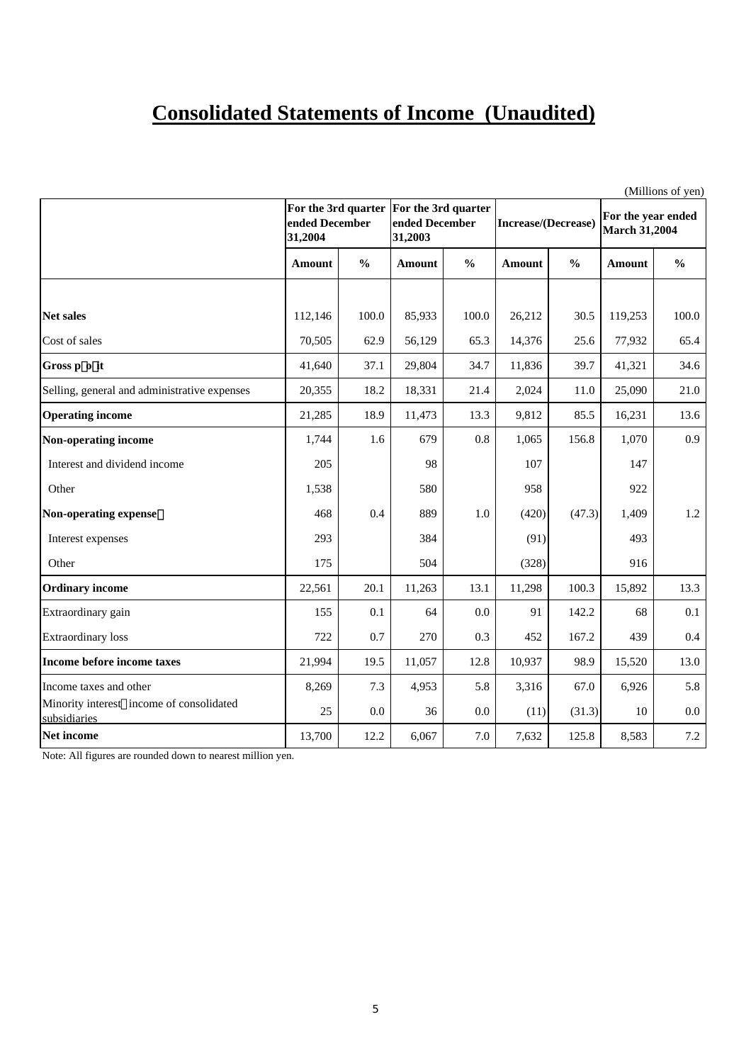# Consolidated Statements of Income (Unaudited)

(Millions of yen)

| | For the 3rd quarter ended December 31,2004 | | For the 3rd quarter ended December 31,2003 | | Increase/(Decrease) | | For the year ended March 31,2004 | |
|---|---|---|---|---|---|---|---|---|
| | Amount | % | Amount | % | Amount | % | Amount | % |
| **Net sales** | 112,146 | 100.0 | 85,933 | 100.0 | 26,212 | 30.5 | 119,253 | 100.0 |
| Cost of sales | 70,505 | 62.9 | 56,129 | 65.3 | 14,376 | 25.6 | 77,932 | 65.4 |
| **Gross profit** | 41,640 | 37.1 | 29,804 | 34.7 | 11,836 | 39.7 | 41,321 | 34.6 |
| Selling, general and administrative expenses | 20,355 | 18.2 | 18,331 | 21.4 | 2,024 | 11.0 | 25,090 | 21.0 |
| **Operating income** | 21,285 | 18.9 | 11,473 | 13.3 | 9,812 | 85.5 | 16,231 | 13.6 |
| **Non-operating income** | 1,744 | 1.6 | 679 | 0.8 | 1,065 | 156.8 | 1,070 | 0.9 |
| Interest and dividend income | 205 | | 98 | | 107 | | 147 | |
| Other | 1,538 | | 580 | | 958 | | 922 | |
| **Non-operating expense** | 468 | 0.4 | 889 | 1.0 | (420) | (47.3) | 1,409 | 1.2 |
| Interest expenses | 293 | | 384 | | (91) | | 493 | |
| Other | 175 | | 504 | | (328) | | 916 | |
| **Ordinary income** | 22,561 | 20.1 | 11,263 | 13.1 | 11,298 | 100.3 | 15,892 | 13.3 |
| Extraordinary gain | 155 | 0.1 | 64 | 0.0 | 91 | 142.2 | 68 | 0.1 |
| Extraordinary loss | 722 | 0.7 | 270 | 0.3 | 452 | 167.2 | 439 | 0.4 |
| **Income before income taxes** | 21,994 | 19.5 | 11,057 | 12.8 | 10,937 | 98.9 | 15,520 | 13.0 |
| Income taxes and other | 8,269 | 7.3 | 4,953 | 5.8 | 3,316 | 67.0 | 6,926 | 5.8 |
| Minority interest income of consolidated subsidiaries | 25 | 0.0 | 36 | 0.0 | (11) | (31.3) | 10 | 0.0 |
| **Net income** | 13,700 | 12.2 | 6,067 | 7.0 | 7,632 | 125.8 | 8,583 | 7.2 |

Note: All figures are rounded down to nearest million yen.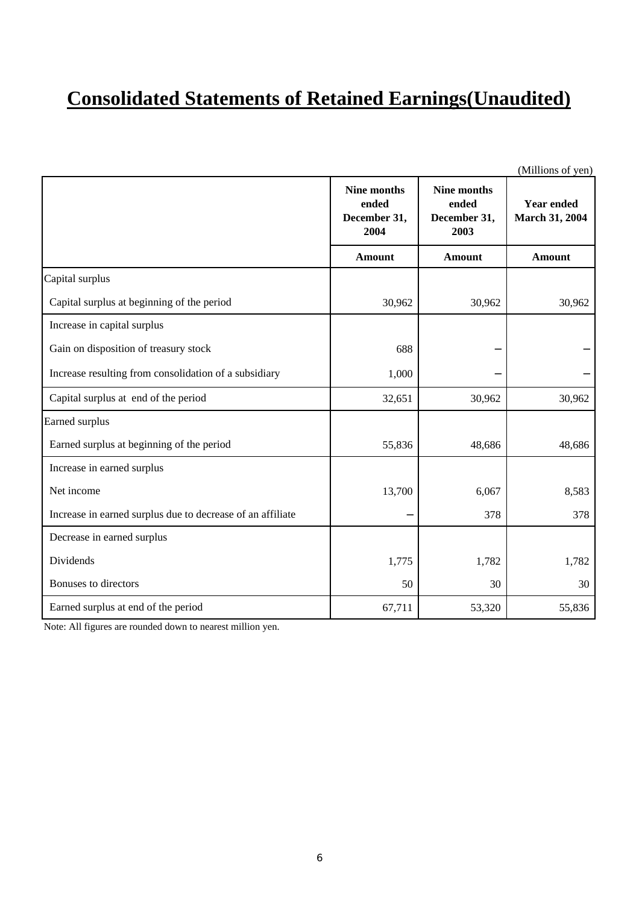# Consolidated Statements of Retained Earnings(Unaudited)

(Millions of yen)

| | Nine months ended December 31, 2004 | Nine months ended December 31, 2003 | Year ended March 31, 2004 |
|---|---|---|---|
| | Amount | Amount | Amount |
| Capital surplus | | | |
| Capital surplus at beginning of the period | 30,962 | 30,962 | 30,962 |
| Increase in capital surplus | | | |
| Gain on disposition of treasury stock | 688 | – | – |
| Increase resulting from consolidation of a subsidiary | 1,000 | – | – |
| Capital surplus at end of the period | 32,651 | 30,962 | 30,962 |
| Earned surplus | | | |
| Earned surplus at beginning of the period | 55,836 | 48,686 | 48,686 |
| Increase in earned surplus | | | |
| Net income | 13,700 | 6,067 | 8,583 |
| Increase in earned surplus due to decrease of an affiliate | – | 378 | 378 |
| Decrease in earned surplus | | | |
| Dividends | 1,775 | 1,782 | 1,782 |
| Bonuses to directors | 50 | 30 | 30 |
| Earned surplus at end of the period | 67,711 | 53,320 | 55,836 |

Note: All figures are rounded down to nearest million yen.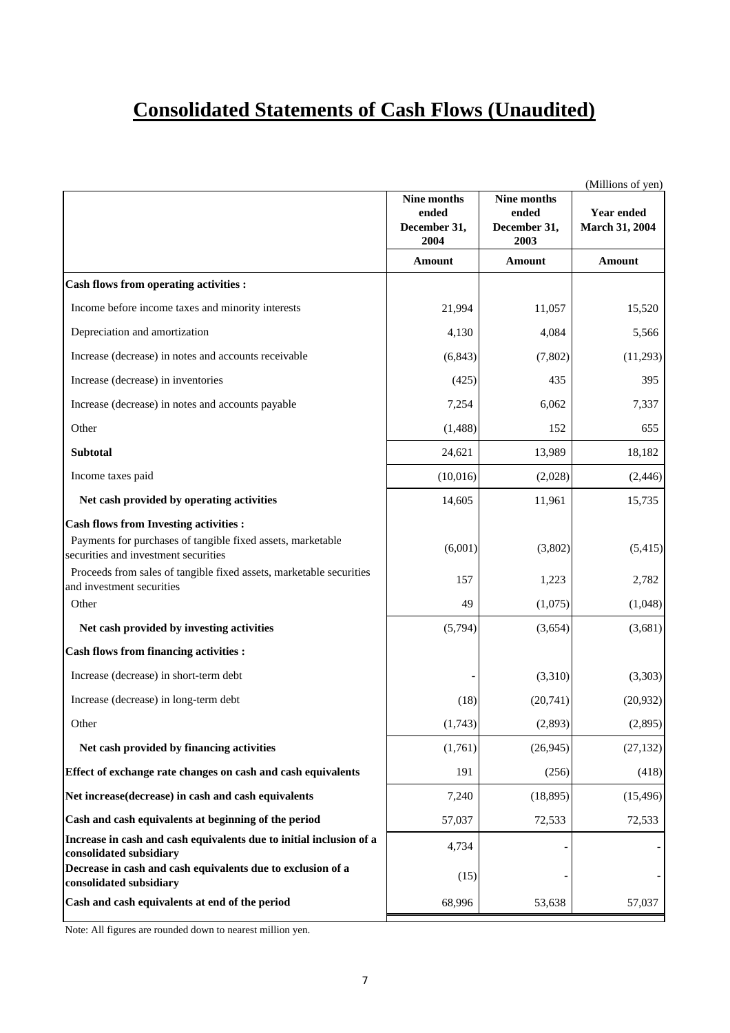# Consolidated Statements of Cash Flows (Unaudited)

(Millions of yen)

| | Nine months ended December 31, 2004 | Nine months ended December 31, 2003 | Year ended March 31, 2004 |
|---|---|---|---|
| | **Amount** | **Amount** | **Amount** |
| **Cash flows from operating activities :** | | | |
| Income before income taxes and minority interests | 21,994 | 11,057 | 15,520 |
| Depreciation and amortization | 4,130 | 4,084 | 5,566 |
| Increase (decrease) in notes and accounts receivable | (6,843) | (7,802) | (11,293) |
| Increase (decrease) in inventories | (425) | 435 | 395 |
| Increase (decrease) in notes and accounts payable | 7,254 | 6,062 | 7,337 |
| Other | (1,488) | 152 | 655 |
| **Subtotal** | 24,621 | 13,989 | 18,182 |
| Income taxes paid | (10,016) | (2,028) | (2,446) |
| **Net cash provided by operating activities** | 14,605 | 11,961 | 15,735 |
| **Cash flows from Investing activities :** | | | |
| Payments for purchases of tangible fixed assets, marketable securities and investment securities | (6,001) | (3,802) | (5,415) |
| Proceeds from sales of tangible fixed assets, marketable securities and investment securities | 157 | 1,223 | 2,782 |
| Other | 49 | (1,075) | (1,048) |
| **Net cash provided by investing activities** | (5,794) | (3,654) | (3,681) |
| **Cash flows from financing activities :** | | | |
| Increase (decrease) in short-term debt | - | (3,310) | (3,303) |
| Increase (decrease) in long-term debt | (18) | (20,741) | (20,932) |
| Other | (1,743) | (2,893) | (2,895) |
| **Net cash provided by financing activities** | (1,761) | (26,945) | (27,132) |
| **Effect of exchange rate changes on cash and cash equivalents** | 191 | (256) | (418) |
| **Net increase(decrease) in cash and cash equivalents** | 7,240 | (18,895) | (15,496) |
| **Cash and cash equivalents at beginning of the period** | 57,037 | 72,533 | 72,533 |
| **Increase in cash and cash equivalents due to initial inclusion of a consolidated subsidiary** | 4,734 | - | - |
| **Decrease in cash and cash equivalents due to exclusion of a consolidated subsidiary** | (15) | - | - |
| **Cash and cash equivalents at end of the period** | 68,996 | 53,638 | 57,037 |

Note: All figures are rounded down to nearest million yen.